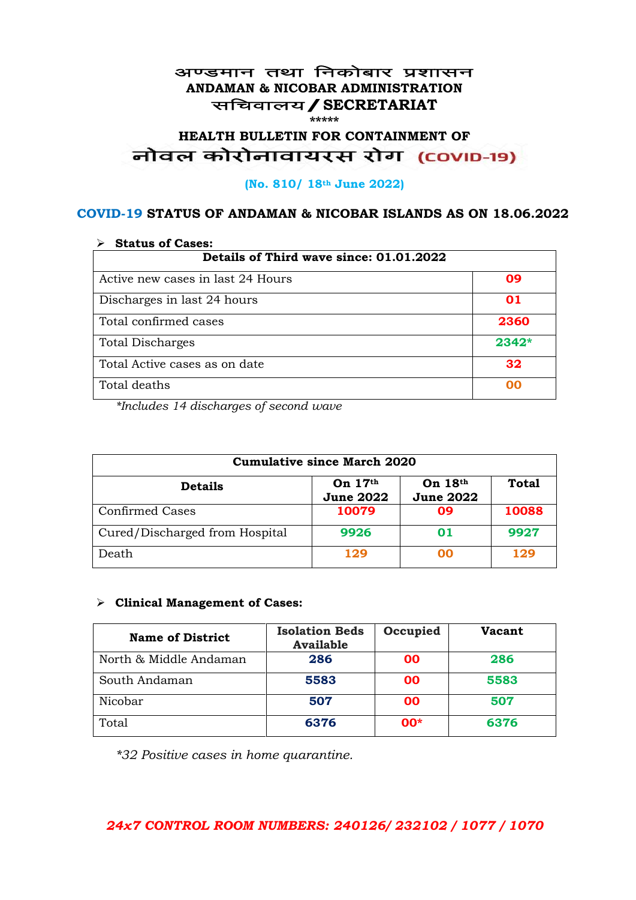# अण्डमान तथा निकोबार प्रशासन
# ANDAMAN & NICOBAR ADMINISTRATION
# सचिवालय / SECRETARIAT

*****

## HEALTH BULLETIN FOR CONTAINMENT OF
## नोवल कोरोनावायरस रोग (COVID-19)

**(No. 810/ 18th June 2022)**

## COVID-19 STATUS OF ANDAMAN & NICOBAR ISLANDS AS ON 18.06.2022

- **Status of Cases:**

| Details of Third wave since: 01.01.2022 | |
|---|---|
| Active new cases in last 24 Hours | **09** |
| Discharges in last 24 hours | **01** |
| Total confirmed cases | **2360** |
| Total Discharges | **2342*** |
| Total Active cases as on date | **32** |
| Total deaths | **00** |

*\*Includes 14 discharges of second wave*

| Cumulative since March 2020 | | | |
|---|---|---|---|
| **Details** | **On 17th June 2022** | **On 18th June 2022** | **Total** |
| Confirmed Cases | **10079** | **09** | **10088** |
| Cured/Discharged from Hospital | **9926** | **01** | **9927** |
| Death | **129** | **00** | **129** |

- **Clinical Management of Cases:**

| Name of District | Isolation Beds Available | Occupied | Vacant |
|---|---|---|---|
| North & Middle Andaman | **286** | **00** | **286** |
| South Andaman | **5583** | **00** | **5583** |
| Nicobar | **507** | **00** | **507** |
| Total | **6376** | **00*** | **6376** |

*\*32 Positive cases in home quarantine.*

***24x7 CONTROL ROOM NUMBERS: 240126/ 232102 / 1077 / 1070***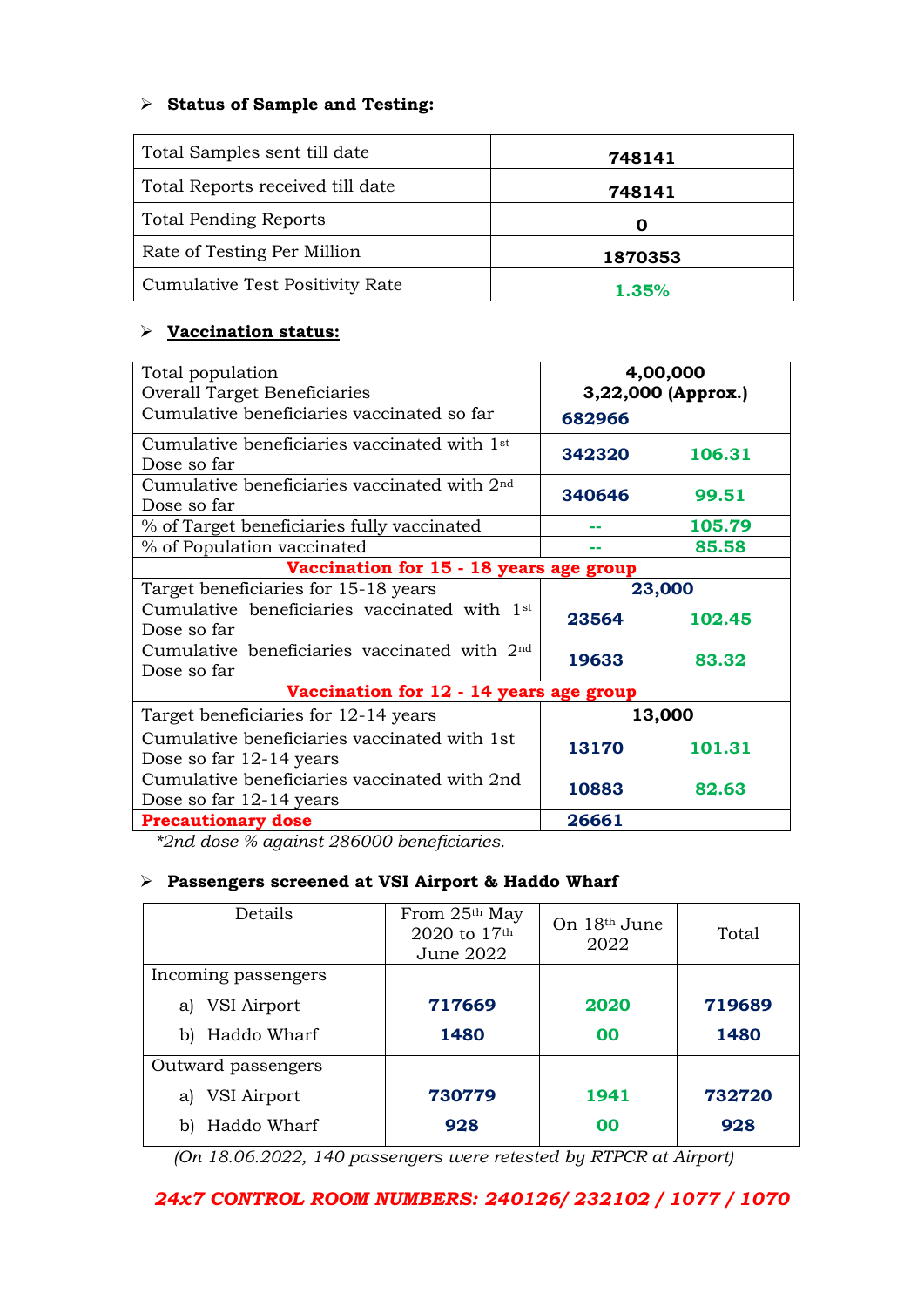- **Status of Sample and Testing:**

| | |
|---|---|
| Total Samples sent till date | **748141** |
| Total Reports received till date | **748141** |
| Total Pending Reports | **0** |
| Rate of Testing Per Million | **1870353** |
| Cumulative Test Positivity Rate | **1.35%** |

- **Vaccination status:**

| | | |
|---|---|---|
| Total population | **4,00,000** | |
| Overall Target Beneficiaries | **3,22,000 (Approx.)** | |
| Cumulative beneficiaries vaccinated so far | **682966** | |
| Cumulative beneficiaries vaccinated with 1st Dose so far | **342320** | **106.31** |
| Cumulative beneficiaries vaccinated with 2nd Dose so far | **340646** | **99.51** |
| % of Target beneficiaries fully vaccinated | -- | **105.79** |
| % of Population vaccinated | -- | **85.58** |
| **Vaccination for 15 - 18 years age group** | | |
| Target beneficiaries for 15-18 years | **23,000** | |
| Cumulative beneficiaries vaccinated with 1st Dose so far | **23564** | **102.45** |
| Cumulative beneficiaries vaccinated with 2nd Dose so far | **19633** | **83.32** |
| **Vaccination for 12 - 14 years age group** | | |
| Target beneficiaries for 12-14 years | **13,000** | |
| Cumulative beneficiaries vaccinated with 1st Dose so far 12-14 years | **13170** | **101.31** |
| Cumulative beneficiaries vaccinated with 2nd Dose so far 12-14 years | **10883** | **82.63** |
| **Precautionary dose** | **26661** | |

*\*2nd dose % against 286000 beneficiaries.*

- **Passengers screened at VSI Airport & Haddo Wharf**

| Details | From 25th May 2020 to 17th June 2022 | On 18th June 2022 | Total |
|---|---|---|---|
| Incoming passengers | | | |
| a) VSI Airport | **717669** | **2020** | **719689** |
| b) Haddo Wharf | **1480** | **00** | **1480** |
| Outward passengers | | | |
| a) VSI Airport | **730779** | **1941** | **732720** |
| b) Haddo Wharf | **928** | **00** | **928** |

*(On 18.06.2022, 140 passengers were retested by RTPCR at Airport)*

***24x7 CONTROL ROOM NUMBERS: 240126/ 232102 / 1077 / 1070***